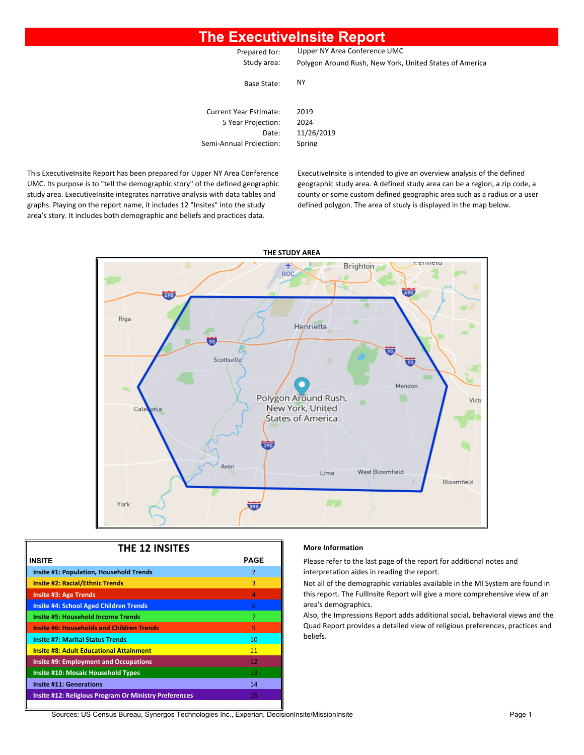# The ExecutiveInsite Report

| | |
|---|---|
| Prepared for: | Upper NY Area Conference UMC |
| Study area: | Polygon Around Rush, New York, United States of America |
| Base State: | NY |
| Current Year Estimate: | 2019 |
| 5 Year Projection: | 2024 |
| Date: | 11/26/2019 |
| Semi-Annual Projection: | Spring |

This ExecutiveInsite Report has been prepared for Upper NY Area Conference UMC. Its purpose is to "tell the demographic story" of the defined geographic study area. ExecutiveInsite integrates narrative analysis with data tables and graphs. Playing on the report name, it includes 12 "Insites" into the study area's story. It includes both demographic and beliefs and practices data.

ExecutiveInsite is intended to give an overview analysis of the defined geographic study area. A defined study area can be a region, a zip code, a county or some custom defined geographic area such as a radius or a user defined polygon. The area of study is displayed in the map below.

**THE STUDY AREA**

## THE 12 INSITES

| INSITE | PAGE |
|---|---|
| Insite #1: Population, Household Trends | 2 |
| Insite #2: Racial/Ethnic Trends | 3 |
| Insite #3: Age Trends | 4 |
| Insite #4: School Aged Children Trends | 6 |
| Insite #5: Household Income Trends | 7 |
| Insite #6: Households and Children Trends | 9 |
| Insite #7: Marital Status Trends | 10 |
| Insite #8: Adult Educational Attainment | 11 |
| Insite #9: Employment and Occupations | 12 |
| Insite #10: Mosaic Household Types | 13 |
| Insite #11: Generations | 14 |
| Insite #12: Religious Program Or Ministry Preferences | 15 |

**More Information**

Please refer to the last page of the report for additional notes and interpretation aides in reading the report.

Not all of the demographic variables available in the MI System are found in this report. The FullInsite Report will give a more comprehensive view of an area's demographics.

Also, the Impressions Report adds additional social, behavioral views and the Quad Report provides a detailed view of religious preferences, practices and beliefs.

Sources: US Census Bureau, Synergos Technologies Inc., Experian, DecisionInsite/MissionInsite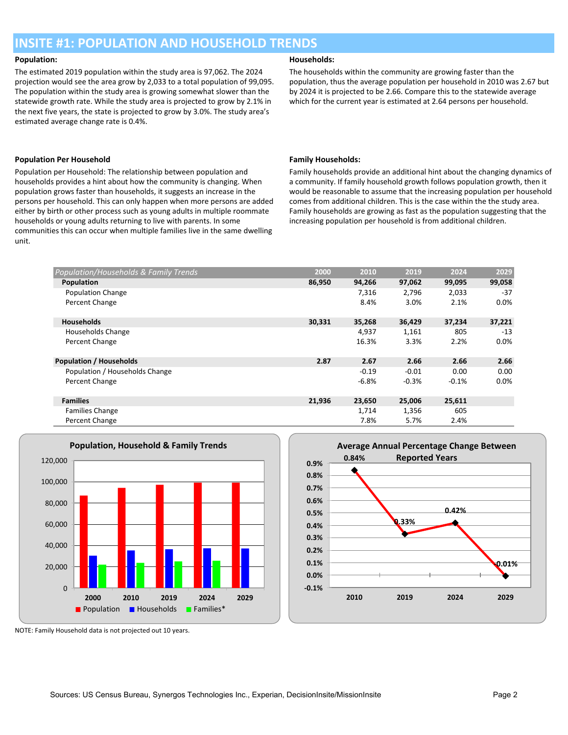# INSITE #1: POPULATION AND HOUSEHOLD TRENDS

**Population:**

The estimated 2019 population within the study area is 97,062. The 2024 projection would see the area grow by 2,033 to a total population of 99,095. The population within the study area is growing somewhat slower than the statewide growth rate. While the study area is projected to grow by 2.1% in the next five years, the state is projected to grow by 3.0%. The study area's estimated average change rate is 0.4%.

**Households:**

The households within the community are growing faster than the population, thus the average population per household in 2010 was 2.67 but by 2024 it is projected to be 2.66. Compare this to the statewide average which for the current year is estimated at 2.64 persons per household.

**Population Per Household**

Population per Household: The relationship between population and households provides a hint about how the community is changing. When population grows faster than households, it suggests an increase in the persons per household. This can only happen when more persons are added either by birth or other process such as young adults in multiple roommate households or young adults returning to live with parents. In some communities this can occur when multiple families live in the same dwelling unit.

**Family Households:**

Family households provide an additional hint about the changing dynamics of a community. If family household growth follows population growth, then it would be reasonable to assume that the increasing population per household comes from additional children. This is the case within the the study area. Family households are growing as fast as the population suggesting that the increasing population per household is from additional children.

| *Population/Households & Family Trends* | 2000 | 2010 | 2019 | 2024 | 2029 |
|---|---|---|---|---|---|
| **Population** | **86,950** | **94,266** | **97,062** | **99,095** | **99,058** |
| Population Change | | 7,316 | 2,796 | 2,033 | -37 |
| Percent Change | | 8.4% | 3.0% | 2.1% | 0.0% |
| **Households** | **30,331** | **35,268** | **36,429** | **37,234** | **37,221** |
| Households Change | | 4,937 | 1,161 | 805 | -13 |
| Percent Change | | 16.3% | 3.3% | 2.2% | 0.0% |
| **Population / Households** | **2.87** | **2.67** | **2.66** | **2.66** | **2.66** |
| Population / Households Change | | -0.19 | -0.01 | 0.00 | 0.00 |
| Percent Change | | -6.8% | -0.3% | -0.1% | 0.0% |
| **Families** | **21,936** | **23,650** | **25,006** | **25,611** | |
| Families Change | | 1,714 | 1,356 | 605 | |
| Percent Change | | 7.8% | 5.7% | 2.4% | |

**Population, Household & Family Trends**

**Average Annual Percentage Change Between Reported Years**

| | 2010 | 2019 | 2024 | 2029 |
|---|---|---|---|---|
| Average Annual Percentage Change | 0.84% | 0.33% | 0.42% | 0.01% |

NOTE: Family Household data is not projected out 10 years.

Sources: US Census Bureau, Synergos Technologies Inc., Experian, DecisionInsite/MissionInsite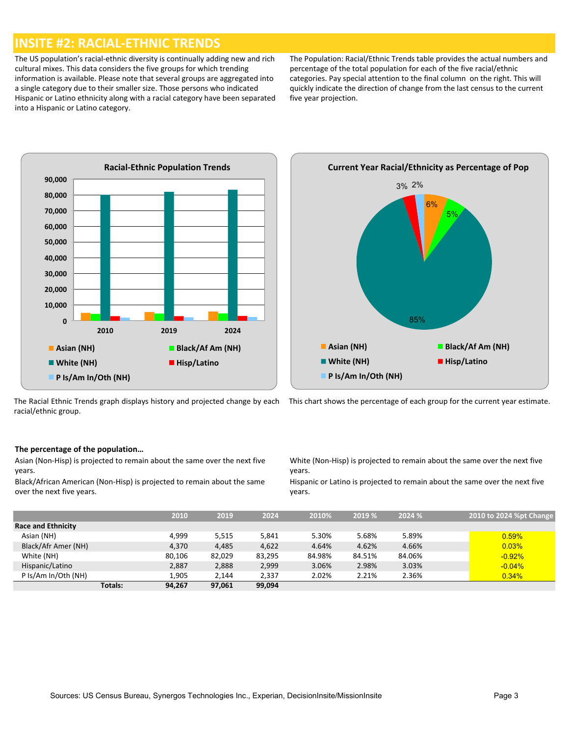# INSITE #2: RACIAL-ETHNIC TRENDS

The US population's racial-ethnic diversity is continually adding new and rich cultural mixes. This data considers the five groups for which trending information is available. Please note that several groups are aggregated into a single category due to their smaller size. Those persons who indicated Hispanic or Latino ethnicity along with a racial category have been separated into a Hispanic or Latino category.

The Population: Racial/Ethnic Trends table provides the actual numbers and percentage of the total population for each of the five racial/ethnic categories. Pay special attention to the final column on the right. This will quickly indicate the direction of change from the last census to the current five year projection.

The Racial Ethnic Trends graph displays history and projected change by each racial/ethnic group.

This chart shows the percentage of each group for the current year estimate.

**The percentage of the population…**

Asian (Non-Hisp) is projected to remain about the same over the next five years.

Black/African American (Non-Hisp) is projected to remain about the same over the next five years.

White (Non-Hisp) is projected to remain about the same over the next five years.

Hispanic or Latino is projected to remain about the same over the next five years.

| | 2010 | 2019 | 2024 | 2010% | 2019 % | 2024 % | 2010 to 2024 %pt Change |
|---|---|---|---|---|---|---|---|
| **Race and Ethnicity** | | | | | | | |
| Asian (NH) | 4,999 | 5,515 | 5,841 | 5.30% | 5.68% | 5.89% | 0.59% |
| Black/Afr Amer (NH) | 4,370 | 4,485 | 4,622 | 4.64% | 4.62% | 4.66% | 0.03% |
| White (NH) | 80,106 | 82,029 | 83,295 | 84.98% | 84.51% | 84.06% | -0.92% |
| Hispanic/Latino | 2,887 | 2,888 | 2,999 | 3.06% | 2.98% | 3.03% | -0.04% |
| P Is/Am In/Oth (NH) | 1,905 | 2,144 | 2,337 | 2.02% | 2.21% | 2.36% | 0.34% |
| **Totals:** | **94,267** | **97,061** | **99,094** | | | | |

Sources: US Census Bureau, Synergos Technologies Inc., Experian, DecisionInsite/MissionInsite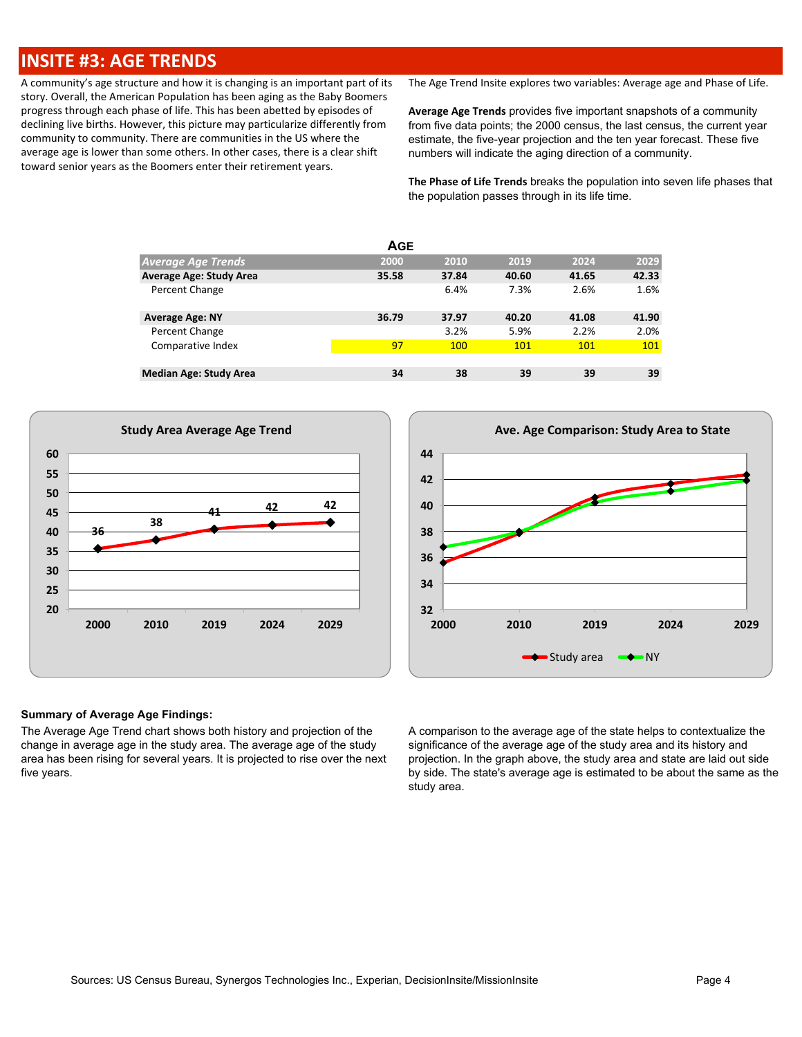# INSITE #3: AGE TRENDS

A community's age structure and how it is changing is an important part of its story. Overall, the American Population has been aging as the Baby Boomers progress through each phase of life. This has been abetted by episodes of declining live births. However, this picture may particularize differently from community to community. There are communities in the US where the average age is lower than some others. In other cases, there is a clear shift toward senior years as the Boomers enter their retirement years.

The Age Trend Insite explores two variables: Average age and Phase of Life.

**Average Age Trends** provides five important snapshots of a community from five data points; the 2000 census, the last census, the current year estimate, the five-year projection and the ten year forecast. These five numbers will indicate the aging direction of a community.

**The Phase of Life Trends** breaks the population into seven life phases that the population passes through in its life time.

**AGE**

| *Average Age Trends* | 2000 | 2010 | 2019 | 2024 | 2029 |
|---|---|---|---|---|---|
| **Average Age: Study Area** | **35.58** | **37.84** | **40.60** | **41.65** | **42.33** |
| Percent Change | | 6.4% | 7.3% | 2.6% | 1.6% |
| | | | | | |
| **Average Age: NY** | **36.79** | **37.97** | **40.20** | **41.08** | **41.90** |
| Percent Change | | 3.2% | 5.9% | 2.2% | 2.0% |
| Comparative Index | 97 | 100 | 101 | 101 | 101 |
| | | | | | |
| **Median Age: Study Area** | **34** | **38** | **39** | **39** | **39** |

**Study Area Average Age Trend**

| 2000 | 2010 | 2019 | 2024 | 2029 |
|---|---|---|---|---|
| 36 | 38 | 41 | 42 | 42 |

**Ave. Age Comparison: Study Area to State**

(Study area, NY)

**Summary of Average Age Findings:**

The Average Age Trend chart shows both history and projection of the change in average age in the study area. The average age of the study area has been rising for several years. It is projected to rise over the next five years.

A comparison to the average age of the state helps to contextualize the significance of the average age of the study area and its history and projection. In the graph above, the study area and state are laid out side by side. The state's average age is estimated to be about the same as the study area.

Sources: US Census Bureau, Synergos Technologies Inc., Experian, DecisionInsite/MissionInsite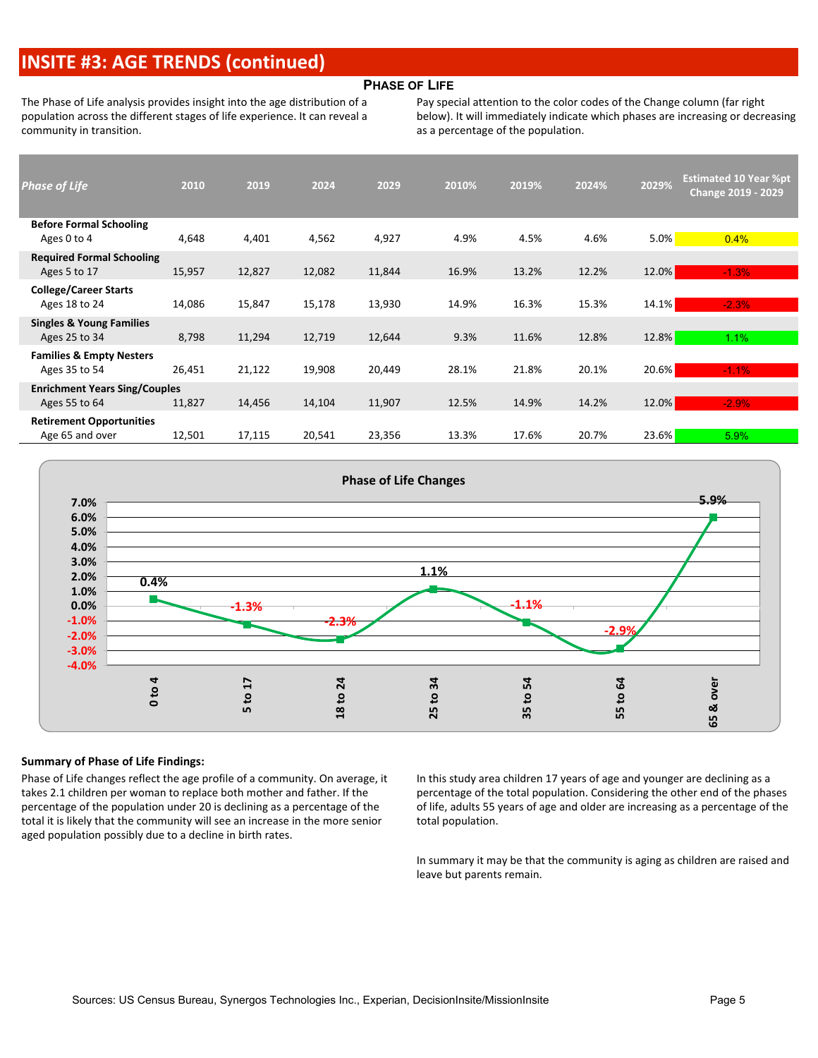# INSITE #3: AGE TRENDS (continued)

## PHASE OF LIFE

The Phase of Life analysis provides insight into the age distribution of a population across the different stages of life experience. It can reveal a community in transition.

Pay special attention to the color codes of the Change column (far right below). It will immediately indicate which phases are increasing or decreasing as a percentage of the population.

| *Phase of Life* | 2010 | 2019 | 2024 | 2029 | 2010% | 2019% | 2024% | 2029% | Estimated 10 Year %pt Change 2019 - 2029 |
|---|---|---|---|---|---|---|---|---|---|
| **Before Formal Schooling** Ages 0 to 4 | 4,648 | 4,401 | 4,562 | 4,927 | 4.9% | 4.5% | 4.6% | 5.0% | 0.4% |
| **Required Formal Schooling** Ages 5 to 17 | 15,957 | 12,827 | 12,082 | 11,844 | 16.9% | 13.2% | 12.2% | 12.0% | -1.3% |
| **College/Career Starts** Ages 18 to 24 | 14,086 | 15,847 | 15,178 | 13,930 | 14.9% | 16.3% | 15.3% | 14.1% | -2.3% |
| **Singles & Young Families** Ages 25 to 34 | 8,798 | 11,294 | 12,719 | 12,644 | 9.3% | 11.6% | 12.8% | 12.8% | 1.1% |
| **Families & Empty Nesters** Ages 35 to 54 | 26,451 | 21,122 | 19,908 | 20,449 | 28.1% | 21.8% | 20.1% | 20.6% | -1.1% |
| **Enrichment Years Sing/Couples** Ages 55 to 64 | 11,827 | 14,456 | 14,104 | 11,907 | 12.5% | 14.9% | 14.2% | 12.0% | -2.9% |
| **Retirement Opportunities** Age 65 and over | 12,501 | 17,115 | 20,541 | 23,356 | 13.3% | 17.6% | 20.7% | 23.6% | 5.9% |

**Phase of Life Changes**

| Age Group | Change |
|---|---|
| 0 to 4 | 0.4% |
| 5 to 17 | -1.3% |
| 18 to 24 | -2.3% |
| 25 to 34 | 1.1% |
| 35 to 54 | -1.1% |
| 55 to 64 | -2.9% |
| 65 & over | 5.9% |

**Summary of Phase of Life Findings:**

Phase of Life changes reflect the age profile of a community. On average, it takes 2.1 children per woman to replace both mother and father. If the percentage of the population under 20 is declining as a percentage of the total it is likely that the community will see an increase in the more senior aged population possibly due to a decline in birth rates.

In this study area children 17 years of age and younger are declining as a percentage of the total population. Considering the other end of the phases of life, adults 55 years of age and older are increasing as a percentage of the total population.

In summary it may be that the community is aging as children are raised and leave but parents remain.

Sources: US Census Bureau, Synergos Technologies Inc., Experian, DecisionInsite/MissionInsite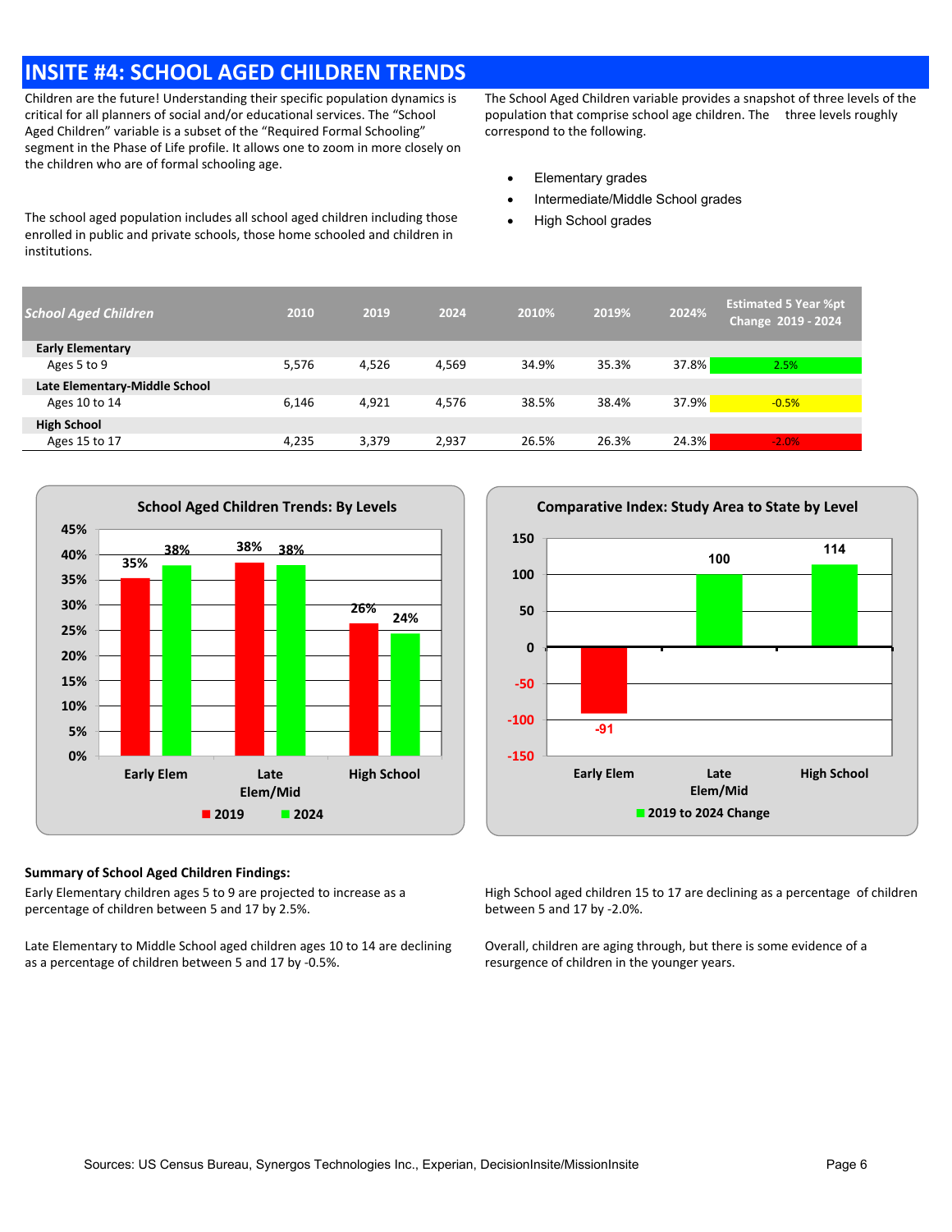# INSITE #4: SCHOOL AGED CHILDREN TRENDS

Children are the future! Understanding their specific population dynamics is critical for all planners of social and/or educational services. The "School Aged Children" variable is a subset of the "Required Formal Schooling" segment in the Phase of Life profile. It allows one to zoom in more closely on the children who are of formal schooling age.

The school aged population includes all school aged children including those enrolled in public and private schools, those home schooled and children in institutions.

The School Aged Children variable provides a snapshot of three levels of the population that comprise school age children. The three levels roughly correspond to the following.

- Elementary grades
- Intermediate/Middle School grades
- High School grades

| *School Aged Children* | 2010 | 2019 | 2024 | 2010% | 2019% | 2024% | Estimated 5 Year %pt Change 2019 - 2024 |
|---|---|---|---|---|---|---|---|
| **Early Elementary** | | | | | | | |
| Ages 5 to 9 | 5,576 | 4,526 | 4,569 | 34.9% | 35.3% | 37.8% | 2.5% |
| **Late Elementary-Middle School** | | | | | | | |
| Ages 10 to 14 | 6,146 | 4,921 | 4,576 | 38.5% | 38.4% | 37.9% | -0.5% |
| **High School** | | | | | | | |
| Ages 15 to 17 | 4,235 | 3,379 | 2,937 | 26.5% | 26.3% | 24.3% | -2.0% |

**School Aged Children Trends: By Levels**

| | 2019 | 2024 |
|---|---|---|
| Early Elem | 35% | 38% |
| Late Elem/Mid | 38% | 38% |
| High School | 26% | 24% |

**Comparative Index: Study Area to State by Level**

| | 2019 to 2024 Change |
|---|---|
| Early Elem | -91 |
| Late Elem/Mid | 100 |
| High School | 114 |

**Summary of School Aged Children Findings:**

Early Elementary children ages 5 to 9 are projected to increase as a percentage of children between 5 and 17 by 2.5%.

Late Elementary to Middle School aged children ages 10 to 14 are declining as a percentage of children between 5 and 17 by -0.5%.

High School aged children 15 to 17 are declining as a percentage of children between 5 and 17 by -2.0%.

Overall, children are aging through, but there is some evidence of a resurgence of children in the younger years.

Sources: US Census Bureau, Synergos Technologies Inc., Experian, DecisionInsite/MissionInsite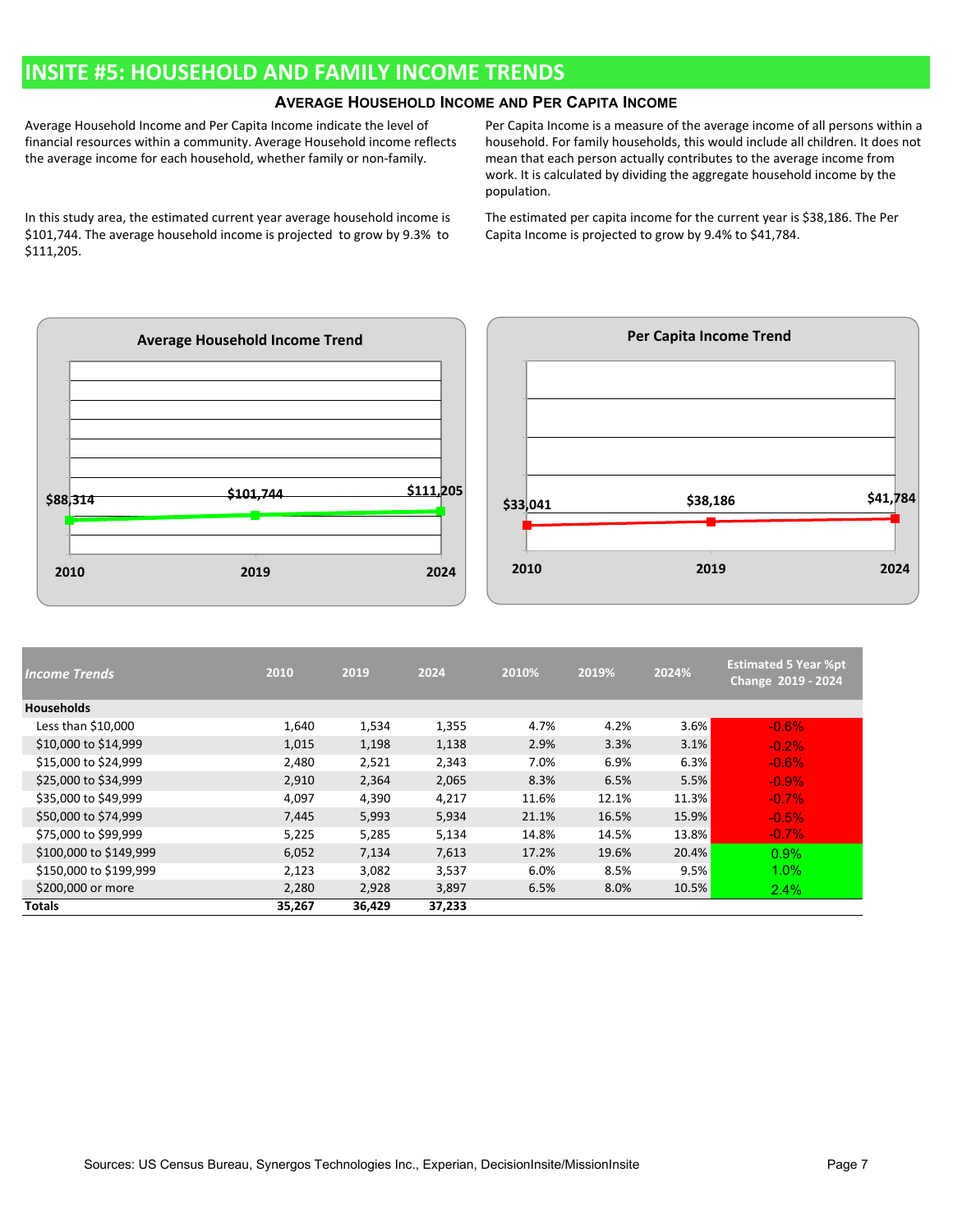# INSITE #5: HOUSEHOLD AND FAMILY INCOME TRENDS

## Average Household Income and Per Capita Income

Average Household Income and Per Capita Income indicate the level of financial resources within a community. Average Household income reflects the average income for each household, whether family or non-family.

In this study area, the estimated current year average household income is $101,744. The average household income is projected to grow by 9.3% to $111,205.

Per Capita Income is a measure of the average income of all persons within a household. For family households, this would include all children. It does not mean that each person actually contributes to the average income from work. It is calculated by dividing the aggregate household income by the population.

The estimated per capita income for the current year is $38,186. The Per Capita Income is projected to grow by 9.4% to $41,784.

**Average Household Income Trend**

| 2010 | 2019 | 2024 |
|---|---|---|
| $88,314 | $101,744 | $111,205 |

**Per Capita Income Trend**

| 2010 | 2019 | 2024 |
|---|---|---|
| $33,041 | $38,186 | $41,784 |

| *Income Trends* | 2010 | 2019 | 2024 | 2010% | 2019% | 2024% | Estimated 5 Year %pt Change 2019 - 2024 |
|---|---|---|---|---|---|---|---|
| **Households** | | | | | | | |
| Less than $10,000 | 1,640 | 1,534 | 1,355 | 4.7% | 4.2% | 3.6% | -0.6% |
| $10,000 to $14,999 | 1,015 | 1,198 | 1,138 | 2.9% | 3.3% | 3.1% | -0.2% |
| $15,000 to $24,999 | 2,480 | 2,521 | 2,343 | 7.0% | 6.9% | 6.3% | -0.6% |
| $25,000 to $34,999 | 2,910 | 2,364 | 2,065 | 8.3% | 6.5% | 5.5% | -0.9% |
| $35,000 to $49,999 | 4,097 | 4,390 | 4,217 | 11.6% | 12.1% | 11.3% | -0.7% |
| $50,000 to $74,999 | 7,445 | 5,993 | 5,934 | 21.1% | 16.5% | 15.9% | -0.5% |
| $75,000 to $99,999 | 5,225 | 5,285 | 5,134 | 14.8% | 14.5% | 13.8% | -0.7% |
| $100,000 to $149,999 | 6,052 | 7,134 | 7,613 | 17.2% | 19.6% | 20.4% | 0.9% |
| $150,000 to $199,999 | 2,123 | 3,082 | 3,537 | 6.0% | 8.5% | 9.5% | 1.0% |
| $200,000 or more | 2,280 | 2,928 | 3,897 | 6.5% | 8.0% | 10.5% | 2.4% |
| **Totals** | **35,267** | **36,429** | **37,233** | | | | |

Sources: US Census Bureau, Synergos Technologies Inc., Experian, DecisionInsite/MissionInsite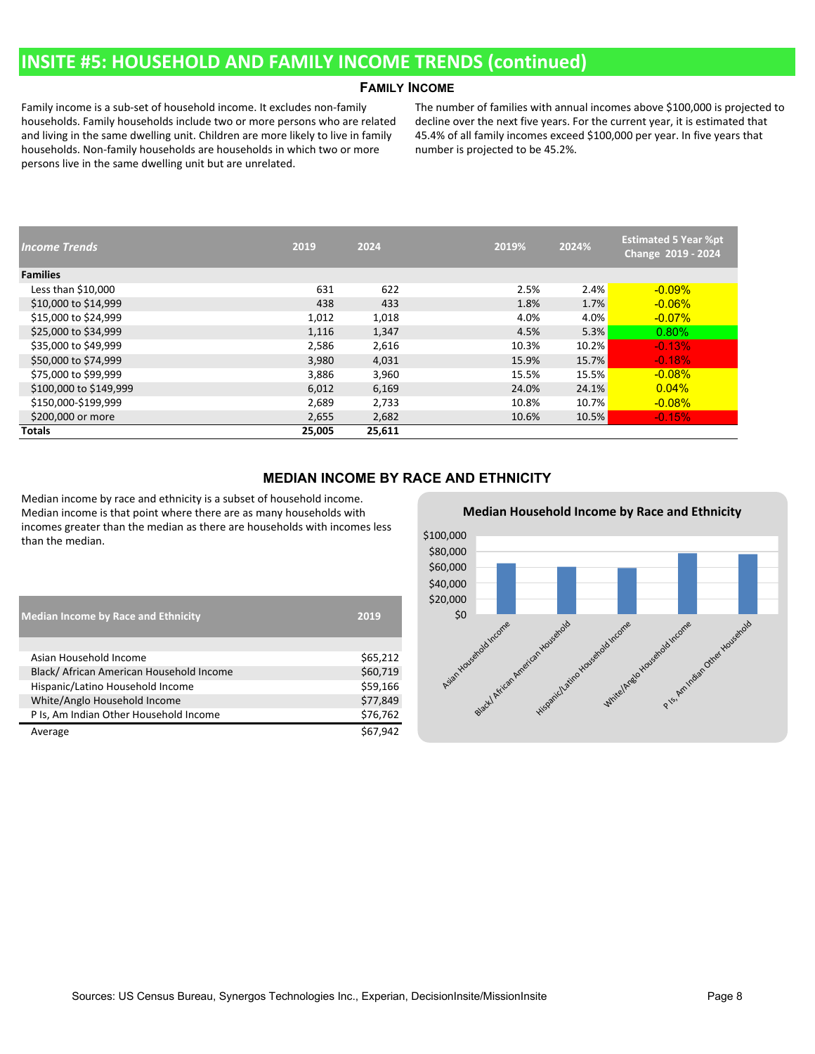# INSITE #5: HOUSEHOLD AND FAMILY INCOME TRENDS (continued)

## FAMILY INCOME

Family income is a sub-set of household income. It excludes non-family households. Family households include two or more persons who are related and living in the same dwelling unit. Children are more likely to live in family households. Non-family households are households in which two or more persons live in the same dwelling unit but are unrelated.

The number of families with annual incomes above $100,000 is projected to decline over the next five years. For the current year, it is estimated that 45.4% of all family incomes exceed $100,000 per year. In five years that number is projected to be 45.2%.

| *Income Trends* | 2019 | 2024 | 2019% | 2024% | Estimated 5 Year %pt Change 2019 - 2024 |
|---|---|---|---|---|---|
| **Families** | | | | | |
| Less than $10,000 | 631 | 622 | 2.5% | 2.4% | -0.09% |
| $10,000 to $14,999 | 438 | 433 | 1.8% | 1.7% | -0.06% |
| $15,000 to $24,999 | 1,012 | 1,018 | 4.0% | 4.0% | -0.07% |
| $25,000 to $34,999 | 1,116 | 1,347 | 4.5% | 5.3% | 0.80% |
| $35,000 to $49,999 | 2,586 | 2,616 | 10.3% | 10.2% | -0.13% |
| $50,000 to $74,999 | 3,980 | 4,031 | 15.9% | 15.7% | -0.18% |
| $75,000 to $99,999 | 3,886 | 3,960 | 15.5% | 15.5% | -0.08% |
| $100,000 to $149,999 | 6,012 | 6,169 | 24.0% | 24.1% | 0.04% |
| $150,000-$199,999 | 2,689 | 2,733 | 10.8% | 10.7% | -0.08% |
| $200,000 or more | 2,655 | 2,682 | 10.6% | 10.5% | -0.15% |
| **Totals** | **25,005** | **25,611** | | | |

## MEDIAN INCOME BY RACE AND ETHNICITY

Median income by race and ethnicity is a subset of household income. Median income is that point where there are as many households with incomes greater than the median as there are households with incomes less than the median.

| Median Income by Race and Ethnicity | 2019 |
|---|---|
| Asian Household Income | $65,212 |
| Black/ African American Household Income | $60,719 |
| Hispanic/Latino Household Income | $59,166 |
| White/Anglo Household Income | $77,849 |
| P Is, Am Indian Other Household Income | $76,762 |
| Average | $67,942 |

**Median Household Income by Race and Ethnicity**

| Category | Median Household Income |
|---|---|
| Asian Household Income | $65,212 |
| Black/ African American Household | $60,719 |
| Hispanic/Latino Household Income | $59,166 |
| White/Anglo Household Income | $77,849 |
| P Is, Am Indian Other Household | $76,762 |

Sources: US Census Bureau, Synergos Technologies Inc., Experian, DecisionInsite/MissionInsite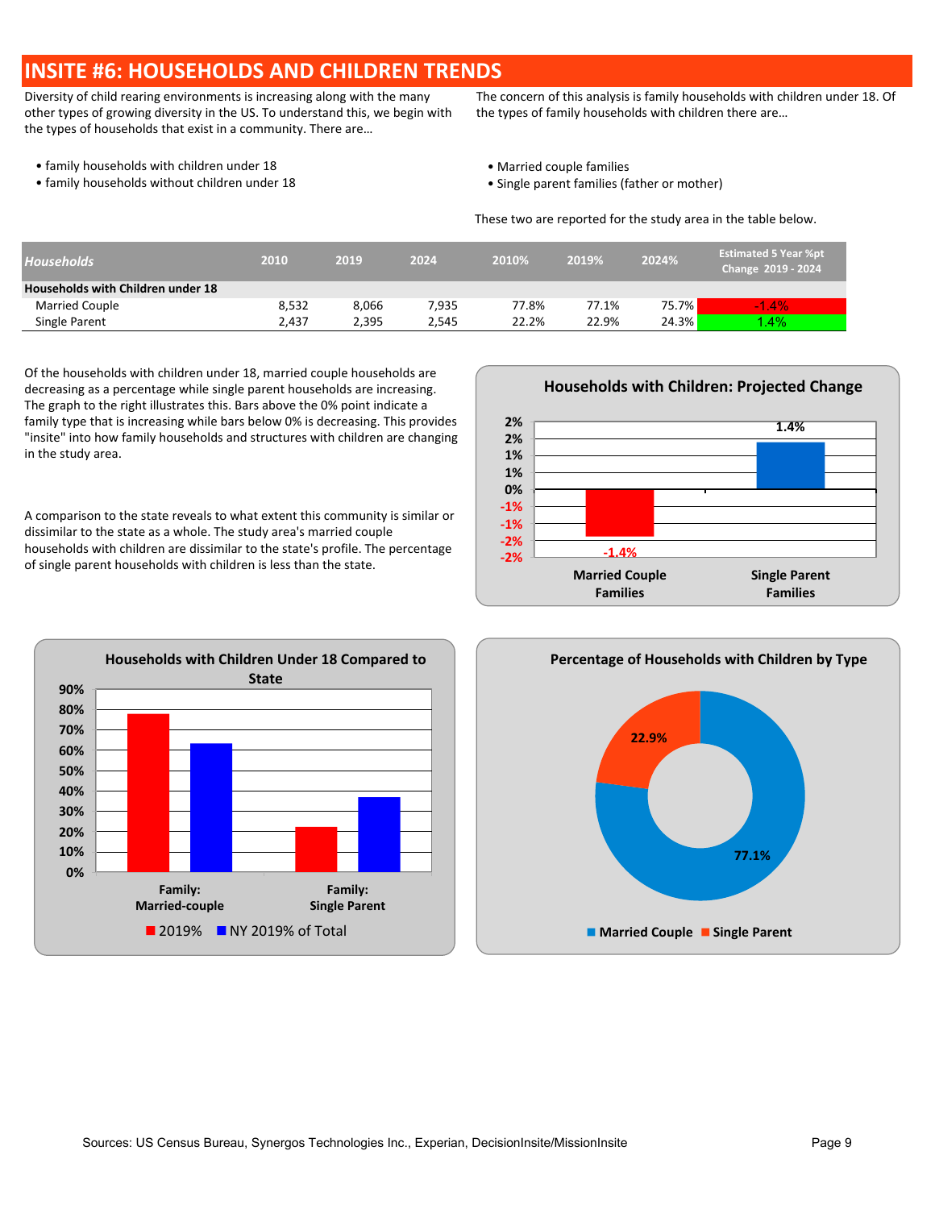# INSITE #6: HOUSEHOLDS AND CHILDREN TRENDS

Diversity of child rearing environments is increasing along with the many other types of growing diversity in the US. To understand this, we begin with the types of households that exist in a community. There are…

- family households with children under 18
- family households without children under 18

The concern of this analysis is family households with children under 18. Of the types of family households with children there are…

- Married couple families
- Single parent families (father or mother)

These two are reported for the study area in the table below.

| *Households* | 2010 | 2019 | 2024 | 2010% | 2019% | 2024% | Estimated 5 Year %pt Change 2019 - 2024 |
|---|---|---|---|---|---|---|---|
| **Households with Children under 18** | | | | | | | |
| Married Couple | 8,532 | 8,066 | 7,935 | 77.8% | 77.1% | 75.7% | -1.4% |
| Single Parent | 2,437 | 2,395 | 2,545 | 22.2% | 22.9% | 24.3% | 1.4% |

Of the households with children under 18, married couple households are decreasing as a percentage while single parent households are increasing. The graph to the right illustrates this. Bars above the 0% point indicate a family type that is increasing while bars below 0% is decreasing. This provides "insite" into how family households and structures with children are changing in the study area.

A comparison to the state reveals to what extent this community is similar or dissimilar to the state as a whole. The study area's married couple households with children are dissimilar to the state's profile. The percentage of single parent households with children is less than the state.

**Households with Children: Projected Change**

| | Married Couple Families | Single Parent Families |
|---|---|---|
| Change | -1.4% | 1.4% |

**Households with Children Under 18 Compared to State**

Family: Married-couple; Family: Single Parent — 2019% / NY 2019% of Total

**Percentage of Households with Children by Type**

| Married Couple | Single Parent |
|---|---|
| 77.1% | 22.9% |

Sources: US Census Bureau, Synergos Technologies Inc., Experian, DecisionInsite/MissionInsite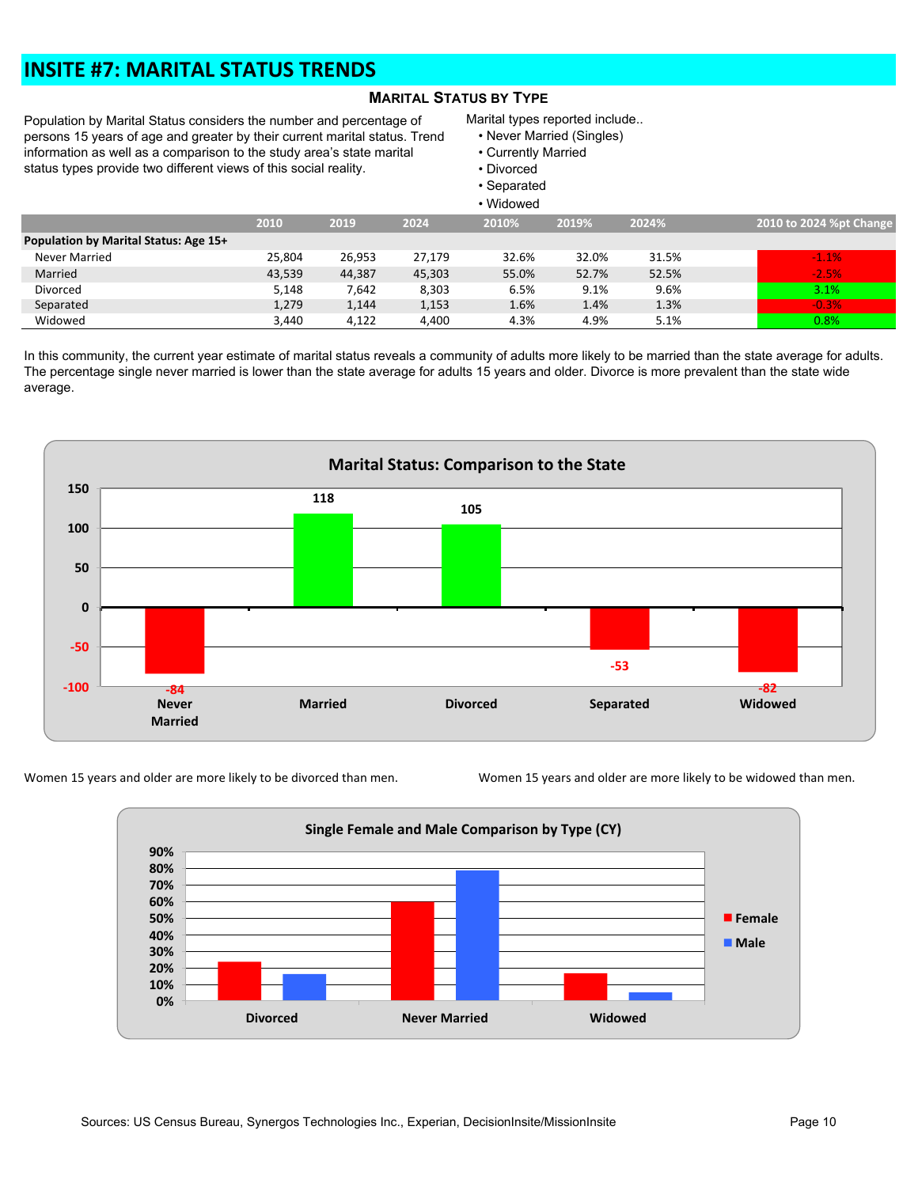# INSITE #7: MARITAL STATUS TRENDS

### Marital Status by Type

Population by Marital Status considers the number and percentage of persons 15 years of age and greater by their current marital status. Trend information as well as a comparison to the study area's state marital status types provide two different views of this social reality.

Marital types reported include..
- Never Married (Singles)
- Currently Married
- Divorced
- Separated
- Widowed

| | 2010 | 2019 | 2024 | 2010% | 2019% | 2024% | 2010 to 2024 %pt Change |
|---|---|---|---|---|---|---|---|
| **Population by Marital Status: Age 15+** | | | | | | | |
| Never Married | 25,804 | 26,953 | 27,179 | 32.6% | 32.0% | 31.5% | -1.1% |
| Married | 43,539 | 44,387 | 45,303 | 55.0% | 52.7% | 52.5% | -2.5% |
| Divorced | 5,148 | 7,642 | 8,303 | 6.5% | 9.1% | 9.6% | 3.1% |
| Separated | 1,279 | 1,144 | 1,153 | 1.6% | 1.4% | 1.3% | -0.3% |
| Widowed | 3,440 | 4,122 | 4,400 | 4.3% | 4.9% | 5.1% | 0.8% |

In this community, the current year estimate of marital status reveals a community of adults more likely to be married than the state average for adults. The percentage single never married is lower than the state average for adults 15 years and older. Divorce is more prevalent than the state wide average.

**Marital Status: Comparison to the State**

| Never Married | Married | Divorced | Separated | Widowed |
|---|---|---|---|---|
| -84 | 118 | 105 | -53 | -82 |

Women 15 years and older are more likely to be divorced than men.

Women 15 years and older are more likely to be widowed than men.

**Single Female and Male Comparison by Type (CY)**

Sources: US Census Bureau, Synergos Technologies Inc., Experian, DecisionInsite/MissionInsite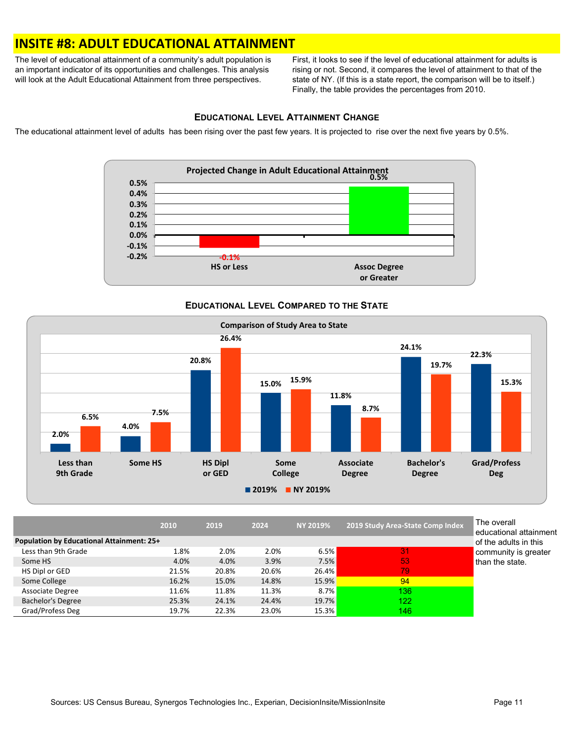# INSITE #8: ADULT EDUCATIONAL ATTAINMENT

The level of educational attainment of a community's adult population is an important indicator of its opportunities and challenges. This analysis will look at the Adult Educational Attainment from three perspectives. First, it looks to see if the level of educational attainment for adults is rising or not. Second, it compares the level of attainment to that of the state of NY. (If this is a state report, the comparison will be to itself.) Finally, the table provides the percentages from 2010.

## EDUCATIONAL LEVEL ATTAINMENT CHANGE

The educational attainment level of adults has been rising over the past few years. It is projected to rise over the next five years by 0.5%.

**Projected Change in Adult Educational Attainment**

| Category | Change |
|---|---|
| HS or Less | -0.1% |
| Assoc Degree or Greater | 0.5% |

## EDUCATIONAL LEVEL COMPARED TO THE STATE

**Comparison of Study Area to State**

| | 2019% | NY 2019% |
|---|---|---|
| Less than 9th Grade | 2.0% | 6.5% |
| Some HS | 4.0% | 7.5% |
| HS Dipl or GED | 20.8% | 26.4% |
| Some College | 15.0% | 15.9% |
| Associate Degree | 11.8% | 8.7% |
| Bachelor's Degree | 24.1% | 19.7% |
| Grad/Profess Deg | 22.3% | 15.3% |

| | 2010 | 2019 | 2024 | NY 2019% | 2019 Study Area-State Comp Index |
|---|---|---|---|---|---|
| **Population by Educational Attainment: 25+** | | | | | |
| Less than 9th Grade | 1.8% | 2.0% | 2.0% | 6.5% | 31 |
| Some HS | 4.0% | 4.0% | 3.9% | 7.5% | 53 |
| HS Dipl or GED | 21.5% | 20.8% | 20.6% | 26.4% | 79 |
| Some College | 16.2% | 15.0% | 14.8% | 15.9% | 94 |
| Associate Degree | 11.6% | 11.8% | 11.3% | 8.7% | 136 |
| Bachelor's Degree | 25.3% | 24.1% | 24.4% | 19.7% | 122 |
| Grad/Profess Deg | 19.7% | 22.3% | 23.0% | 15.3% | 146 |

The overall educational attainment of the adults in this community is greater than the state.

Sources: US Census Bureau, Synergos Technologies Inc., Experian, DecisionInsite/MissionInsite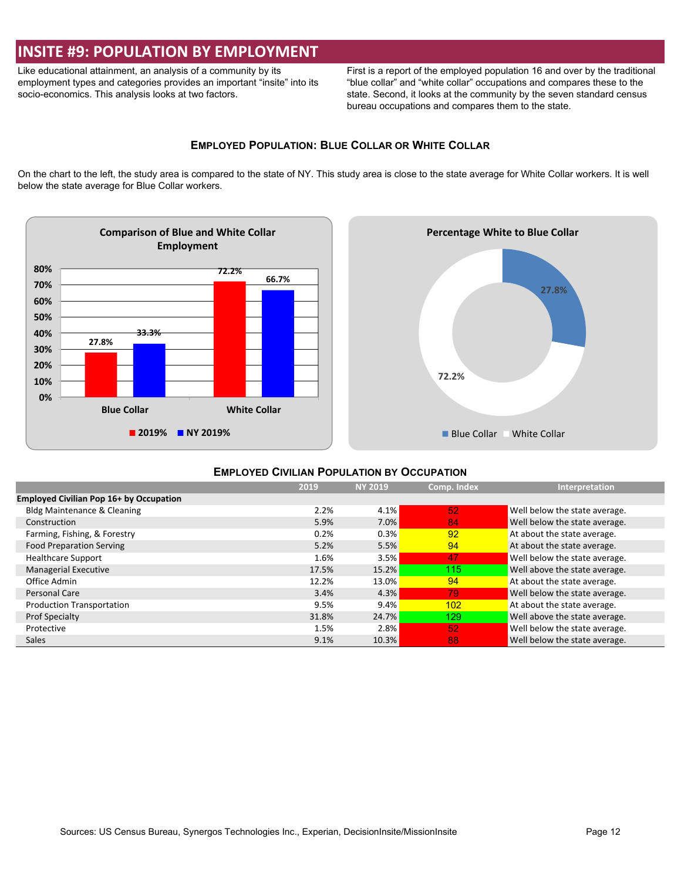# INSITE #9: POPULATION BY EMPLOYMENT

Like educational attainment, an analysis of a community by its employment types and categories provides an important "insite" into its socio-economics. This analysis looks at two factors.

First is a report of the employed population 16 and over by the traditional "blue collar" and "white collar" occupations and compares these to the state. Second, it looks at the community by the seven standard census bureau occupations and compares them to the state.

## Employed Population: Blue Collar or White Collar

On the chart to the left, the study area is compared to the state of NY. This study area is close to the state average for White Collar workers. It is well below the state average for Blue Collar workers.

**Comparison of Blue and White Collar Employment**

| | 2019% | NY 2019% |
|---|---|---|
| Blue Collar | 27.8% | 33.3% |
| White Collar | 72.2% | 66.7% |

**Percentage White to Blue Collar**

| | % |
|---|---|
| Blue Collar | 27.8% |
| White Collar | 72.2% |

## Employed Civilian Population by Occupation

| | 2019 | NY 2019 | Comp. Index | Interpretation |
|---|---|---|---|---|
| **Employed Civilian Pop 16+ by Occupation** | | | | |
| Bldg Maintenance & Cleaning | 2.2% | 4.1% | 52 | Well below the state average. |
| Construction | 5.9% | 7.0% | 84 | Well below the state average. |
| Farming, Fishing, & Forestry | 0.2% | 0.3% | 92 | At about the state average. |
| Food Preparation Serving | 5.2% | 5.5% | 94 | At about the state average. |
| Healthcare Support | 1.6% | 3.5% | 47 | Well below the state average. |
| Managerial Executive | 17.5% | 15.2% | 115 | Well above the state average. |
| Office Admin | 12.2% | 13.0% | 94 | At about the state average. |
| Personal Care | 3.4% | 4.3% | 79 | Well below the state average. |
| Production Transportation | 9.5% | 9.4% | 102 | At about the state average. |
| Prof Specialty | 31.8% | 24.7% | 129 | Well above the state average. |
| Protective | 1.5% | 2.8% | 52 | Well below the state average. |
| Sales | 9.1% | 10.3% | 88 | Well below the state average. |

Sources: US Census Bureau, Synergos Technologies Inc., Experian, DecisionInsite/MissionInsite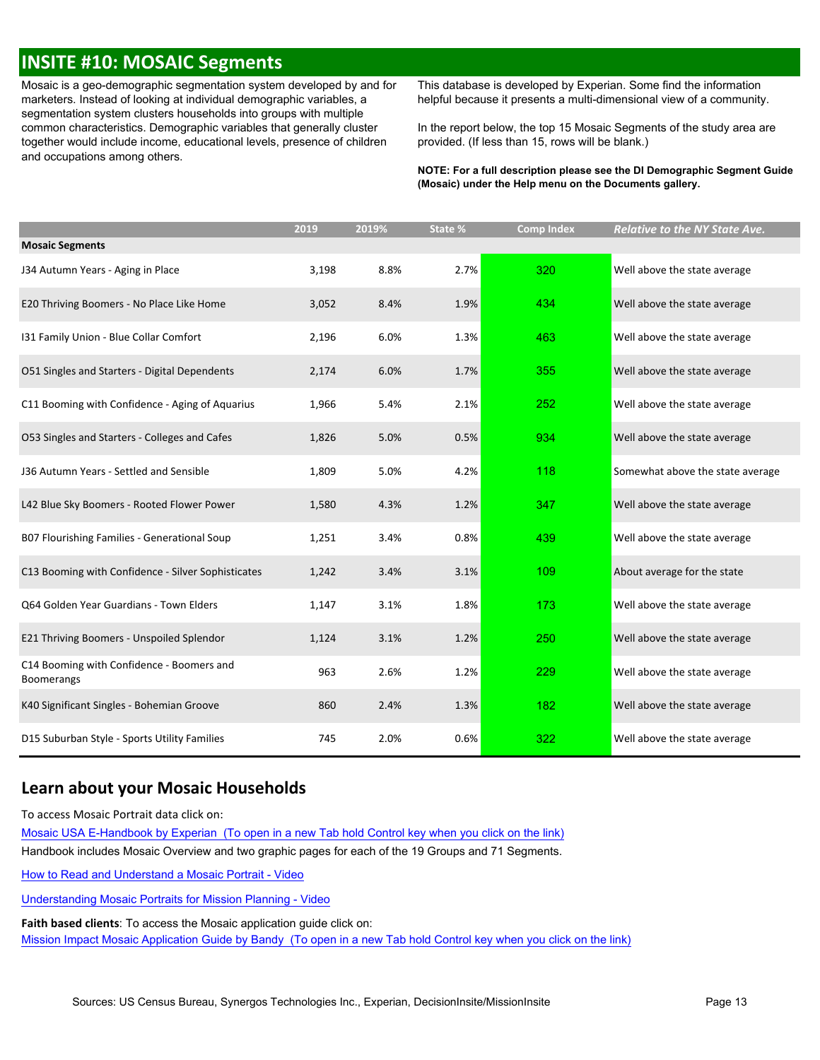# INSITE #10: MOSAIC Segments

Mosaic is a geo-demographic segmentation system developed by and for marketers. Instead of looking at individual demographic variables, a segmentation system clusters households into groups with multiple common characteristics. Demographic variables that generally cluster together would include income, educational levels, presence of children and occupations among others.

This database is developed by Experian. Some find the information helpful because it presents a multi-dimensional view of a community.

In the report below, the top 15 Mosaic Segments of the study area are provided. (If less than 15, rows will be blank.)

**NOTE: For a full description please see the DI Demographic Segment Guide (Mosaic) under the Help menu on the Documents gallery.**

| | 2019 | 2019% | State % | Comp Index | *Relative to the NY State Ave.* |
|---|---|---|---|---|---|
| **Mosaic Segments** | | | | | |
| J34 Autumn Years - Aging in Place | 3,198 | 8.8% | 2.7% | 320 | Well above the state average |
| E20 Thriving Boomers - No Place Like Home | 3,052 | 8.4% | 1.9% | 434 | Well above the state average |
| I31 Family Union - Blue Collar Comfort | 2,196 | 6.0% | 1.3% | 463 | Well above the state average |
| O51 Singles and Starters - Digital Dependents | 2,174 | 6.0% | 1.7% | 355 | Well above the state average |
| C11 Booming with Confidence - Aging of Aquarius | 1,966 | 5.4% | 2.1% | 252 | Well above the state average |
| O53 Singles and Starters - Colleges and Cafes | 1,826 | 5.0% | 0.5% | 934 | Well above the state average |
| J36 Autumn Years - Settled and Sensible | 1,809 | 5.0% | 4.2% | 118 | Somewhat above the state average |
| L42 Blue Sky Boomers - Rooted Flower Power | 1,580 | 4.3% | 1.2% | 347 | Well above the state average |
| B07 Flourishing Families - Generational Soup | 1,251 | 3.4% | 0.8% | 439 | Well above the state average |
| C13 Booming with Confidence - Silver Sophisticates | 1,242 | 3.4% | 3.1% | 109 | About average for the state |
| Q64 Golden Year Guardians - Town Elders | 1,147 | 3.1% | 1.8% | 173 | Well above the state average |
| E21 Thriving Boomers - Unspoiled Splendor | 1,124 | 3.1% | 1.2% | 250 | Well above the state average |
| C14 Booming with Confidence - Boomers and Boomerangs | 963 | 2.6% | 1.2% | 229 | Well above the state average |
| K40 Significant Singles - Bohemian Groove | 860 | 2.4% | 1.3% | 182 | Well above the state average |
| D15 Suburban Style - Sports Utility Families | 745 | 2.0% | 0.6% | 322 | Well above the state average |

## Learn about your Mosaic Households

To access Mosaic Portrait data click on:

Mosaic USA E-Handbook by Experian (To open in a new Tab hold Control key when you click on the link)

Handbook includes Mosaic Overview and two graphic pages for each of the 19 Groups and 71 Segments.

How to Read and Understand a Mosaic Portrait - Video

Understanding Mosaic Portraits for Mission Planning - Video

**Faith based clients**: To access the Mosaic application guide click on:

Mission Impact Mosaic Application Guide by Bandy (To open in a new Tab hold Control key when you click on the link)

Sources: US Census Bureau, Synergos Technologies Inc., Experian, DecisionInsite/MissionInsite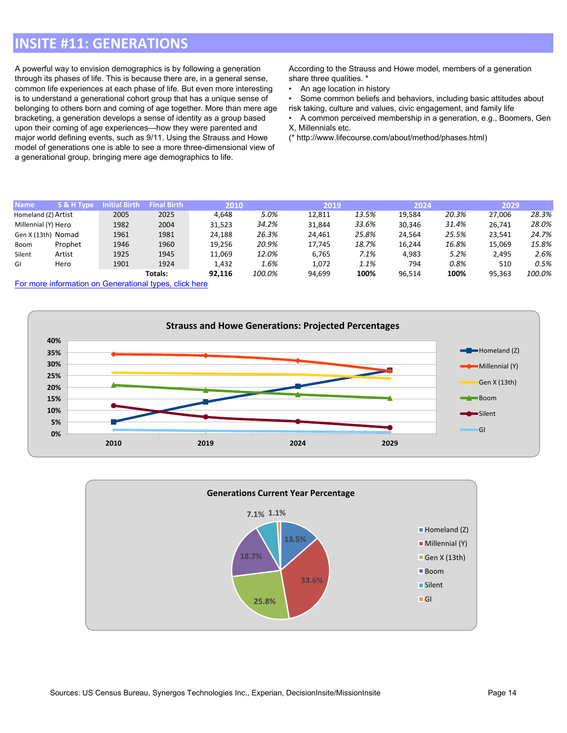# INSITE #11: GENERATIONS

A powerful way to envision demographics is by following a generation through its phases of life. This is because there are, in a general sense, common life experiences at each phase of life. But even more interesting is to understand a generational cohort group that has a unique sense of belonging to others born and coming of age together. More than mere age bracketing, a generation develops a sense of identity as a group based upon their coming of age experiences—how they were parented and major world defining events, such as 9/11. Using the Strauss and Howe model of generations one is able to see a more three-dimensional view of a generational group, bringing mere age demographics to life.

According to the Strauss and Howe model, members of a generation share three qualities. *

- An age location in history
- Some common beliefs and behaviors, including basic attitudes about risk taking, culture and values, civic engagement, and family life
- A common perceived membership in a generation, e.g., Boomers, Gen X, Millennials etc.

(* http://www.lifecourse.com/about/method/phases.html)

| Name | S & H Type | Initial Birth | Final Birth | 2010 | | 2019 | | 2024 | | 2029 | |
|---|---|---|---|---|---|---|---|---|---|---|---|
| Homeland (Z) | Artist | 2005 | 2025 | 4,648 | *5.0%* | 12,811 | *13.5%* | 19,584 | *20.3%* | 27,006 | *28.3%* |
| Millennial (Y) | Hero | 1982 | 2004 | 31,523 | *34.2%* | 31,844 | *33.6%* | 30,346 | *31.4%* | 26,741 | *28.0%* |
| Gen X (13th) | Nomad | 1961 | 1981 | 24,188 | *26.3%* | 24,461 | *25.8%* | 24,564 | *25.5%* | 23,541 | *24.7%* |
| Boom | Prophet | 1946 | 1960 | 19,256 | *20.9%* | 17,745 | *18.7%* | 16,244 | *16.8%* | 15,069 | *15.8%* |
| Silent | Artist | 1925 | 1945 | 11,069 | *12.0%* | 6,765 | *7.1%* | 4,983 | *5.2%* | 2,495 | *2.6%* |
| GI | Hero | 1901 | 1924 | 1,432 | *1.6%* | 1,072 | *1.1%* | 794 | *0.8%* | 510 | *0.5%* |
| | | | **Totals:** | **92,116** | *100.0%* | 94,699 | **100%** | 96,514 | **100%** | 95,363 | *100.0%* |

[For more information on Generational types, click here]

**Strauss and Howe Generations: Projected Percentages**

**Generations Current Year Percentage**

Sources: US Census Bureau, Synergos Technologies Inc., Experian, DecisionInsite/MissionInsite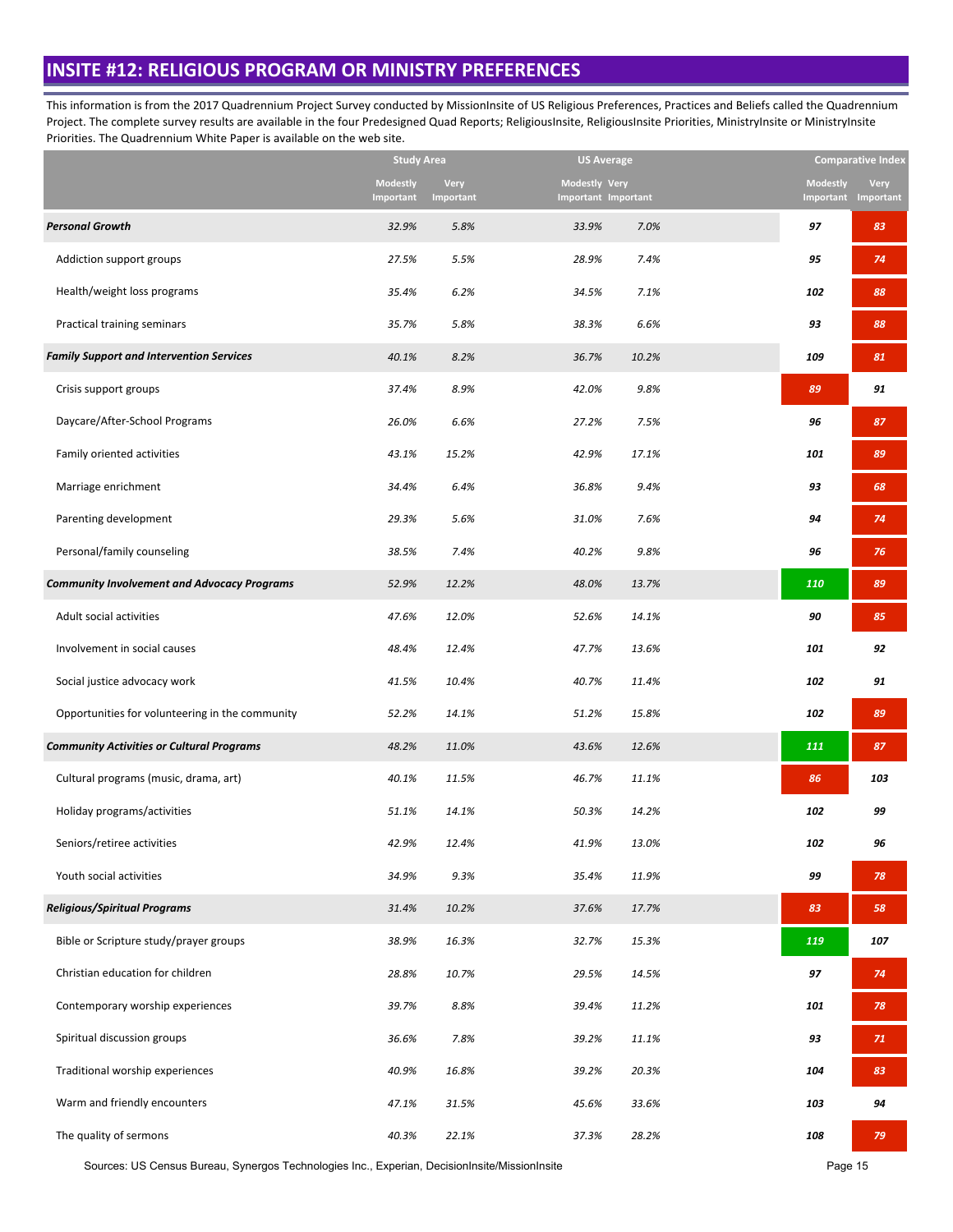## INSITE #12: RELIGIOUS PROGRAM OR MINISTRY PREFERENCES

This information is from the 2017 Quadrennium Project Survey conducted by MissionInsite of US Religious Preferences, Practices and Beliefs called the Quadrennium Project. The complete survey results are available in the four Predesigned Quad Reports; ReligiousInsite, ReligiousInsite Priorities, MinistryInsite or MinistryInsite Priorities. The Quadrennium White Paper is available on the web site.

| | Study Area | | US Average | | Comparative Index | |
|---|---|---|---|---|---|---|
| | Modestly Important | Very Important | Modestly Important | Very Important | Modestly Important | Very Important |
| ***Personal Growth*** | *32.9%* | *5.8%* | *33.9%* | *7.0%* | **97** | **83** |
| Addiction support groups | *27.5%* | *5.5%* | *28.9%* | *7.4%* | **95** | **74** |
| Health/weight loss programs | *35.4%* | *6.2%* | *34.5%* | *7.1%* | **102** | **88** |
| Practical training seminars | *35.7%* | *5.8%* | *38.3%* | *6.6%* | **93** | **88** |
| ***Family Support and Intervention Services*** | *40.1%* | *8.2%* | *36.7%* | *10.2%* | **109** | **81** |
| Crisis support groups | *37.4%* | *8.9%* | *42.0%* | *9.8%* | **89** | **91** |
| Daycare/After-School Programs | *26.0%* | *6.6%* | *27.2%* | *7.5%* | **96** | **87** |
| Family oriented activities | *43.1%* | *15.2%* | *42.9%* | *17.1%* | **101** | **89** |
| Marriage enrichment | *34.4%* | *6.4%* | *36.8%* | *9.4%* | **93** | **68** |
| Parenting development | *29.3%* | *5.6%* | *31.0%* | *7.6%* | **94** | **74** |
| Personal/family counseling | *38.5%* | *7.4%* | *40.2%* | *9.8%* | **96** | **76** |
| ***Community Involvement and Advocacy Programs*** | *52.9%* | *12.2%* | *48.0%* | *13.7%* | **110** | **89** |
| Adult social activities | *47.6%* | *12.0%* | *52.6%* | *14.1%* | **90** | **85** |
| Involvement in social causes | *48.4%* | *12.4%* | *47.7%* | *13.6%* | **101** | **92** |
| Social justice advocacy work | *41.5%* | *10.4%* | *40.7%* | *11.4%* | **102** | **91** |
| Opportunities for volunteering in the community | *52.2%* | *14.1%* | *51.2%* | *15.8%* | **102** | **89** |
| ***Community Activities or Cultural Programs*** | *48.2%* | *11.0%* | *43.6%* | *12.6%* | **111** | **87** |
| Cultural programs (music, drama, art) | *40.1%* | *11.5%* | *46.7%* | *11.1%* | **86** | **103** |
| Holiday programs/activities | *51.1%* | *14.1%* | *50.3%* | *14.2%* | **102** | **99** |
| Seniors/retiree activities | *42.9%* | *12.4%* | *41.9%* | *13.0%* | **102** | **96** |
| Youth social activities | *34.9%* | *9.3%* | *35.4%* | *11.9%* | **99** | **78** |
| ***Religious/Spiritual Programs*** | *31.4%* | *10.2%* | *37.6%* | *17.7%* | **83** | **58** |
| Bible or Scripture study/prayer groups | *38.9%* | *16.3%* | *32.7%* | *15.3%* | **119** | **107** |
| Christian education for children | *28.8%* | *10.7%* | *29.5%* | *14.5%* | **97** | **74** |
| Contemporary worship experiences | *39.7%* | *8.8%* | *39.4%* | *11.2%* | **101** | **78** |
| Spiritual discussion groups | *36.6%* | *7.8%* | *39.2%* | *11.1%* | **93** | **71** |
| Traditional worship experiences | *40.9%* | *16.8%* | *39.2%* | *20.3%* | **104** | **83** |
| Warm and friendly encounters | *47.1%* | *31.5%* | *45.6%* | *33.6%* | **103** | **94** |
| The quality of sermons | *40.3%* | *22.1%* | *37.3%* | *28.2%* | **108** | **79** |

Sources: US Census Bureau, Synergos Technologies Inc., Experian, DecisionInsite/MissionInsite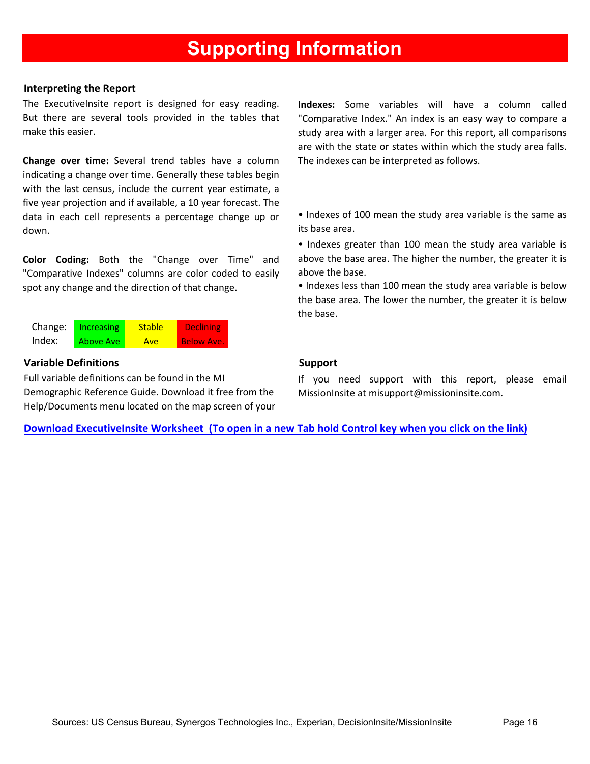# Supporting Information

### Interpreting the Report

The ExecutiveInsite report is designed for easy reading. But there are several tools provided in the tables that make this easier.

**Change over time:** Several trend tables have a column indicating a change over time. Generally these tables begin with the last census, include the current year estimate, a five year projection and if available, a 10 year forecast. The data in each cell represents a percentage change up or down.

**Color Coding:** Both the "Change over Time" and "Comparative Indexes" columns are color coded to easily spot any change and the direction of that change.

| | | | |
|---|---|---|---|
| Change: | Increasing | Stable | Declining |
| Index: | Above Ave | Ave | Below Ave. |

**Indexes:** Some variables will have a column called "Comparative Index." An index is an easy way to compare a study area with a larger area. For this report, all comparisons are with the state or states within which the study area falls. The indexes can be interpreted as follows.

- Indexes of 100 mean the study area variable is the same as its base area.
- Indexes greater than 100 mean the study area variable is above the base area. The higher the number, the greater it is above the base.
- Indexes less than 100 mean the study area variable is below the base area. The lower the number, the greater it is below the base.

### Variable Definitions

Full variable definitions can be found in the MI Demographic Reference Guide. Download it free from the Help/Documents menu located on the map screen of your

### Support

If you need support with this report, please email MissionInsite at misupport@missioninsite.com.

**Download ExecutiveInsite Worksheet (To open in a new Tab hold Control key when you click on the link)**

Sources: US Census Bureau, Synergos Technologies Inc., Experian, DecisionInsite/MissionInsite